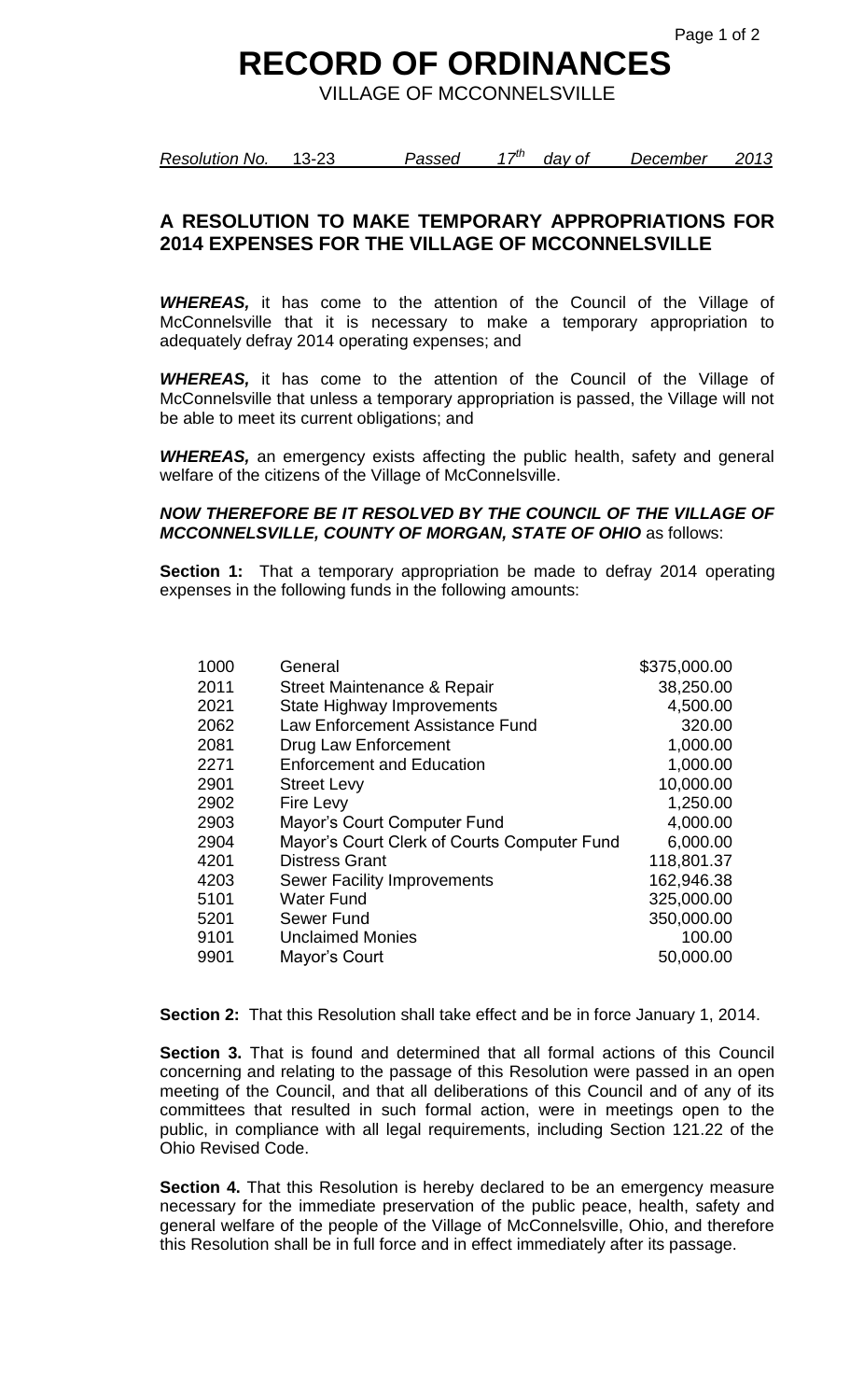# RECORD OF ORDINANCES

VILLAGE OF MCCONNELSVILLE

*Resolution No.* 13-23 *Passed* *17th day of* *December* *2013*

## A RESOLUTION TO MAKE TEMPORARY APPROPRIATIONS FOR 2014 EXPENSES FOR THE VILLAGE OF MCCONNELSVILLE

***WHEREAS,*** it has come to the attention of the Council of the Village of McConnelsville that it is necessary to make a temporary appropriation to adequately defray 2014 operating expenses; and

***WHEREAS,*** it has come to the attention of the Council of the Village of McConnelsville that unless a temporary appropriation is passed, the Village will not be able to meet its current obligations; and

***WHEREAS,*** an emergency exists affecting the public health, safety and general welfare of the citizens of the Village of McConnelsville.

***NOW THEREFORE BE IT RESOLVED BY THE COUNCIL OF THE VILLAGE OF MCCONNELSVILLE, COUNTY OF MORGAN, STATE OF OHIO*** as follows:

**Section 1:** That a temporary appropriation be made to defray 2014 operating expenses in the following funds in the following amounts:

| | | |
|---|---|---|
| 1000 | General | \$375,000.00 |
| 2011 | Street Maintenance & Repair | 38,250.00 |
| 2021 | State Highway Improvements | 4,500.00 |
| 2062 | Law Enforcement Assistance Fund | 320.00 |
| 2081 | Drug Law Enforcement | 1,000.00 |
| 2271 | Enforcement and Education | 1,000.00 |
| 2901 | Street Levy | 10,000.00 |
| 2902 | Fire Levy | 1,250.00 |
| 2903 | Mayor's Court Computer Fund | 4,000.00 |
| 2904 | Mayor's Court Clerk of Courts Computer Fund | 6,000.00 |
| 4201 | Distress Grant | 118,801.37 |
| 4203 | Sewer Facility Improvements | 162,946.38 |
| 5101 | Water Fund | 325,000.00 |
| 5201 | Sewer Fund | 350,000.00 |
| 9101 | Unclaimed Monies | 100.00 |
| 9901 | Mayor's Court | 50,000.00 |

**Section 2:** That this Resolution shall take effect and be in force January 1, 2014.

**Section 3.** That is found and determined that all formal actions of this Council concerning and relating to the passage of this Resolution were passed in an open meeting of the Council, and that all deliberations of this Council and of any of its committees that resulted in such formal action, were in meetings open to the public, in compliance with all legal requirements, including Section 121.22 of the Ohio Revised Code.

**Section 4.** That this Resolution is hereby declared to be an emergency measure necessary for the immediate preservation of the public peace, health, safety and general welfare of the people of the Village of McConnelsville, Ohio, and therefore this Resolution shall be in full force and in effect immediately after its passage.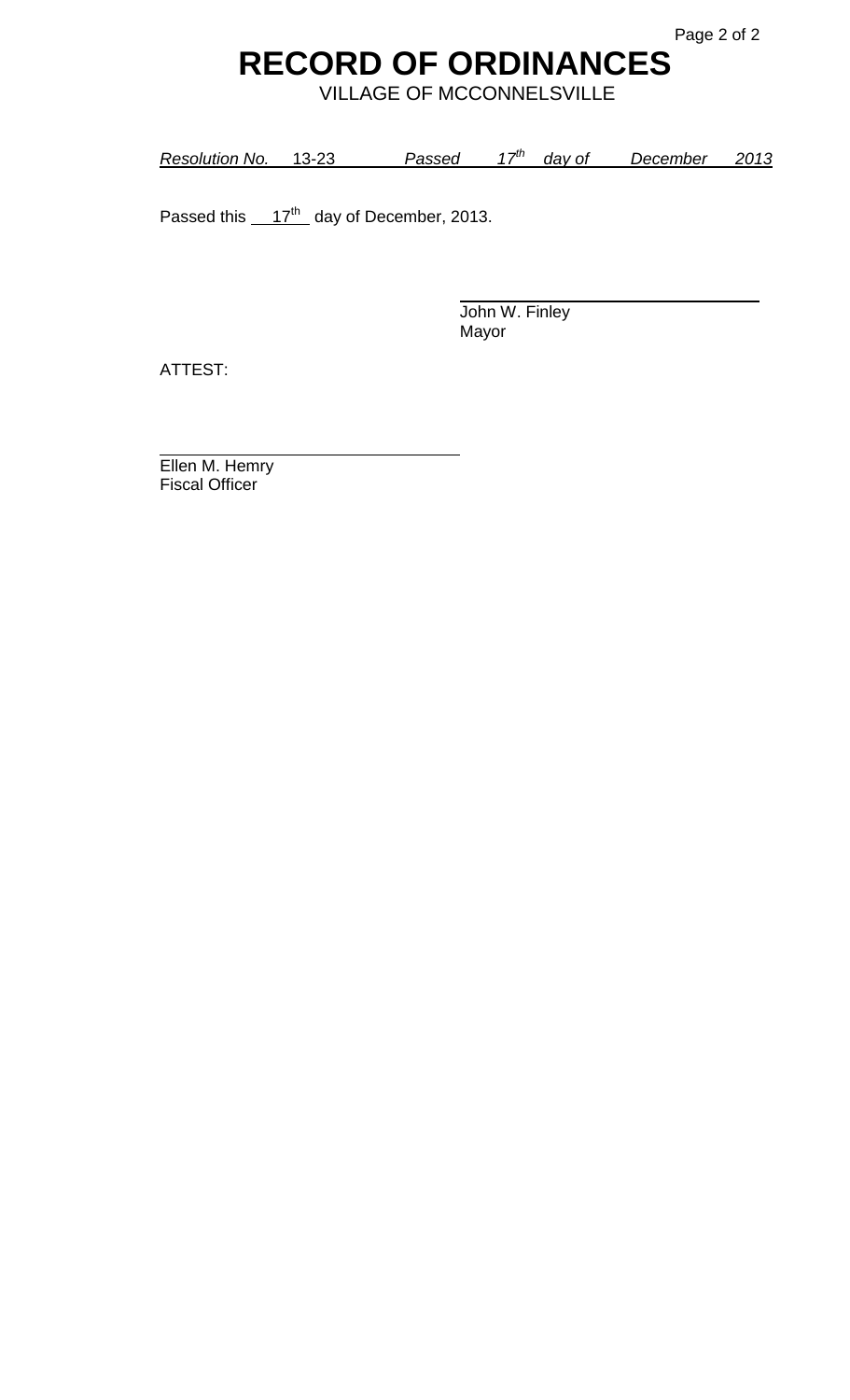# RECORD OF ORDINANCES

VILLAGE OF MCCONNELSVILLE

*Resolution No.* 13-23 *Passed* *17th day of* *December* *2013*

Passed this 17th day of December, 2013.

John W. Finley
Mayor

ATTEST:

Ellen M. Hemry
Fiscal Officer